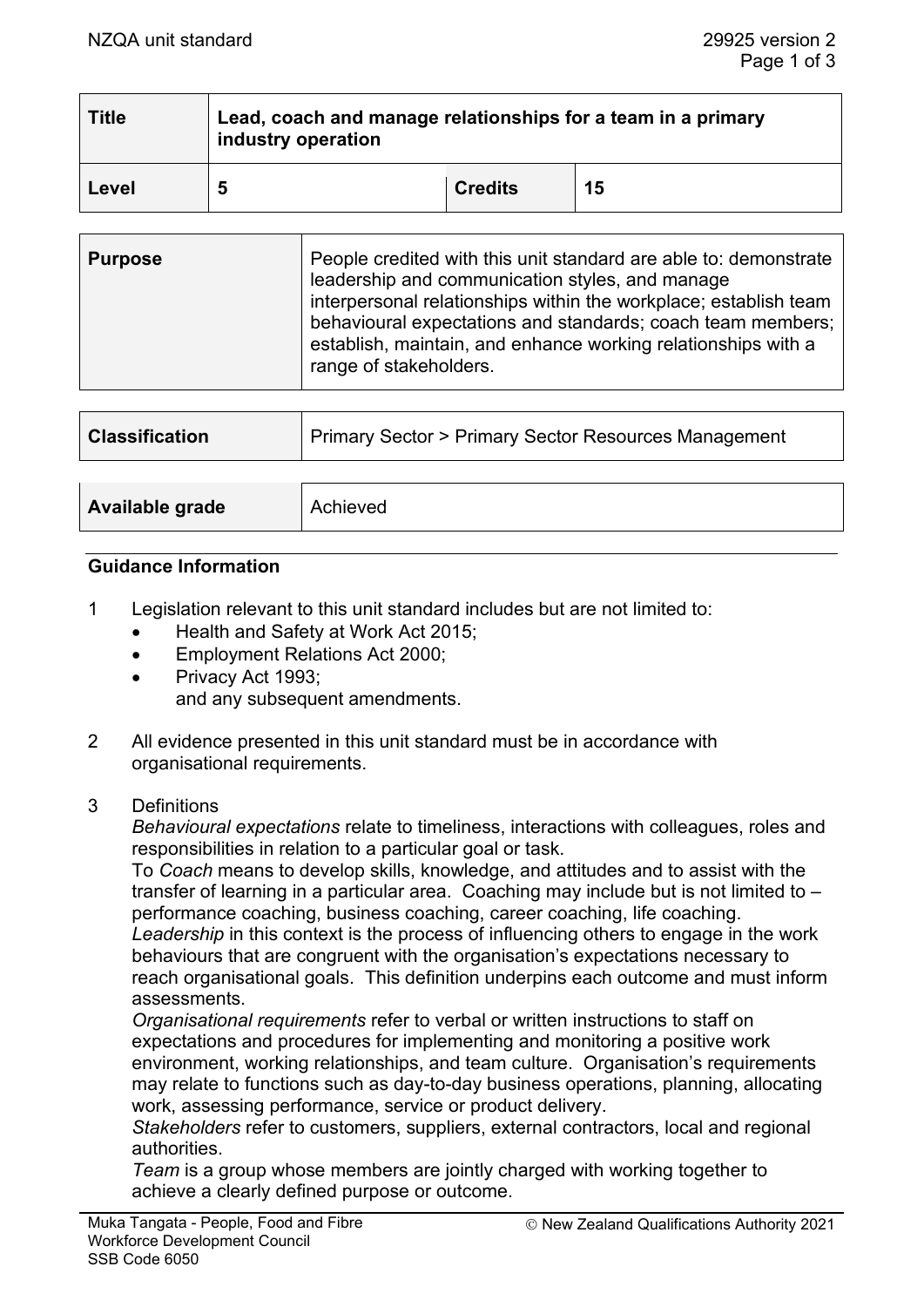| Title | Lead, coach and manage relationships for a team in a primary industry operation | | |
|---|---|---|---|
| **Level** | 5 | **Credits** | 15 |

| Purpose | People credited with this unit standard are able to: demonstrate leadership and communication styles, and manage interpersonal relationships within the workplace; establish team behavioural expectations and standards; coach team members; establish, maintain, and enhance working relationships with a range of stakeholders. |
|---|---|

| Classification | Primary Sector > Primary Sector Resources Management |
|---|---|

| Available grade | Achieved |
|---|---|

## Guidance Information

1. Legislation relevant to this unit standard includes but are not limited to:
   - Health and Safety at Work Act 2015;
   - Employment Relations Act 2000;
   - Privacy Act 1993;

   and any subsequent amendments.

2. All evidence presented in this unit standard must be in accordance with organisational requirements.

3. Definitions

   *Behavioural expectations* relate to timeliness, interactions with colleagues, roles and responsibilities in relation to a particular goal or task.

   To *Coach* means to develop skills, knowledge, and attitudes and to assist with the transfer of learning in a particular area. Coaching may include but is not limited to – performance coaching, business coaching, career coaching, life coaching.

   *Leadership* in this context is the process of influencing others to engage in the work behaviours that are congruent with the organisation's expectations necessary to reach organisational goals. This definition underpins each outcome and must inform assessments.

   *Organisational requirements* refer to verbal or written instructions to staff on expectations and procedures for implementing and monitoring a positive work environment, working relationships, and team culture. Organisation's requirements may relate to functions such as day-to-day business operations, planning, allocating work, assessing performance, service or product delivery.

   *Stakeholders* refer to customers, suppliers, external contractors, local and regional authorities.

   *Team* is a group whose members are jointly charged with working together to achieve a clearly defined purpose or outcome.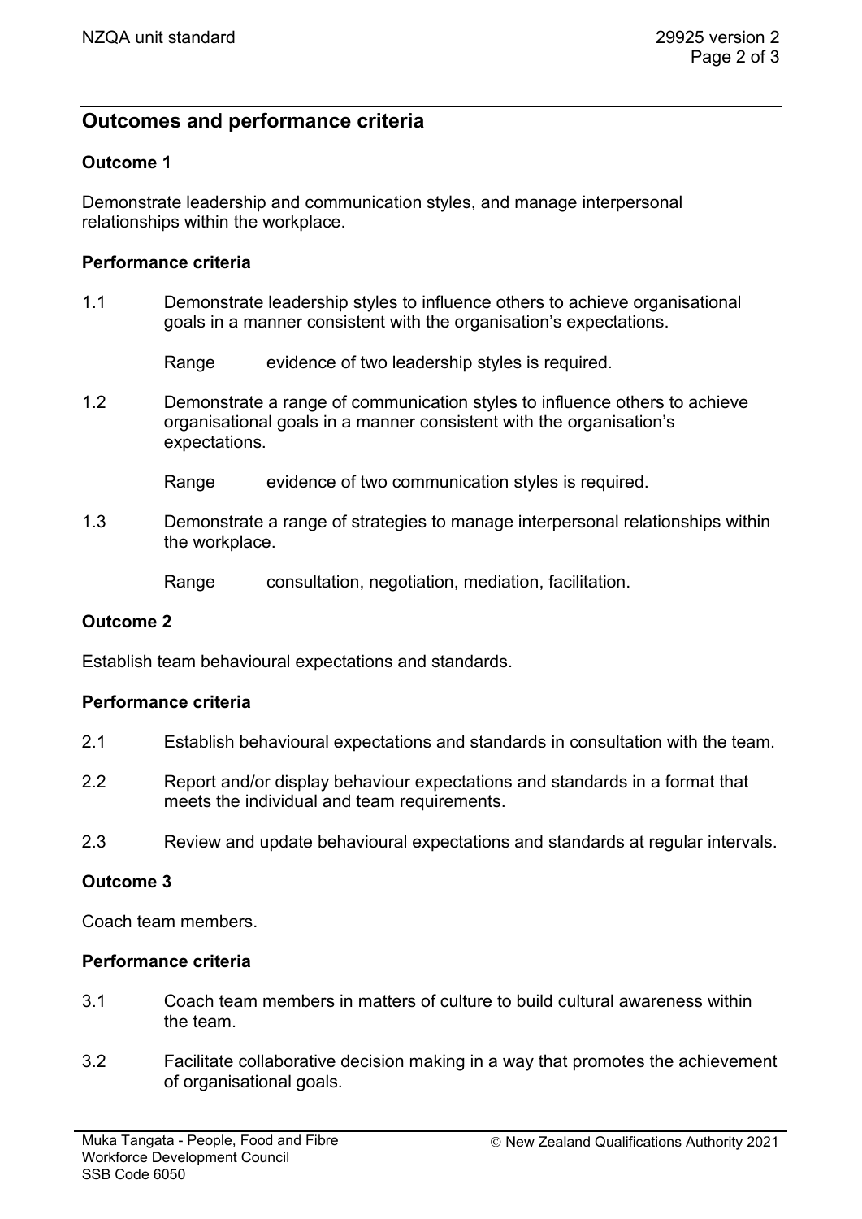## Outcomes and performance criteria

### Outcome 1

Demonstrate leadership and communication styles, and manage interpersonal relationships within the workplace.

#### Performance criteria

1.1 Demonstrate leadership styles to influence others to achieve organisational goals in a manner consistent with the organisation's expectations.

Range evidence of two leadership styles is required.

1.2 Demonstrate a range of communication styles to influence others to achieve organisational goals in a manner consistent with the organisation's expectations.

Range evidence of two communication styles is required.

1.3 Demonstrate a range of strategies to manage interpersonal relationships within the workplace.

Range consultation, negotiation, mediation, facilitation.

### Outcome 2

Establish team behavioural expectations and standards.

#### Performance criteria

2.1 Establish behavioural expectations and standards in consultation with the team.

2.2 Report and/or display behaviour expectations and standards in a format that meets the individual and team requirements.

2.3 Review and update behavioural expectations and standards at regular intervals.

### Outcome 3

Coach team members.

#### Performance criteria

3.1 Coach team members in matters of culture to build cultural awareness within the team.

3.2 Facilitate collaborative decision making in a way that promotes the achievement of organisational goals.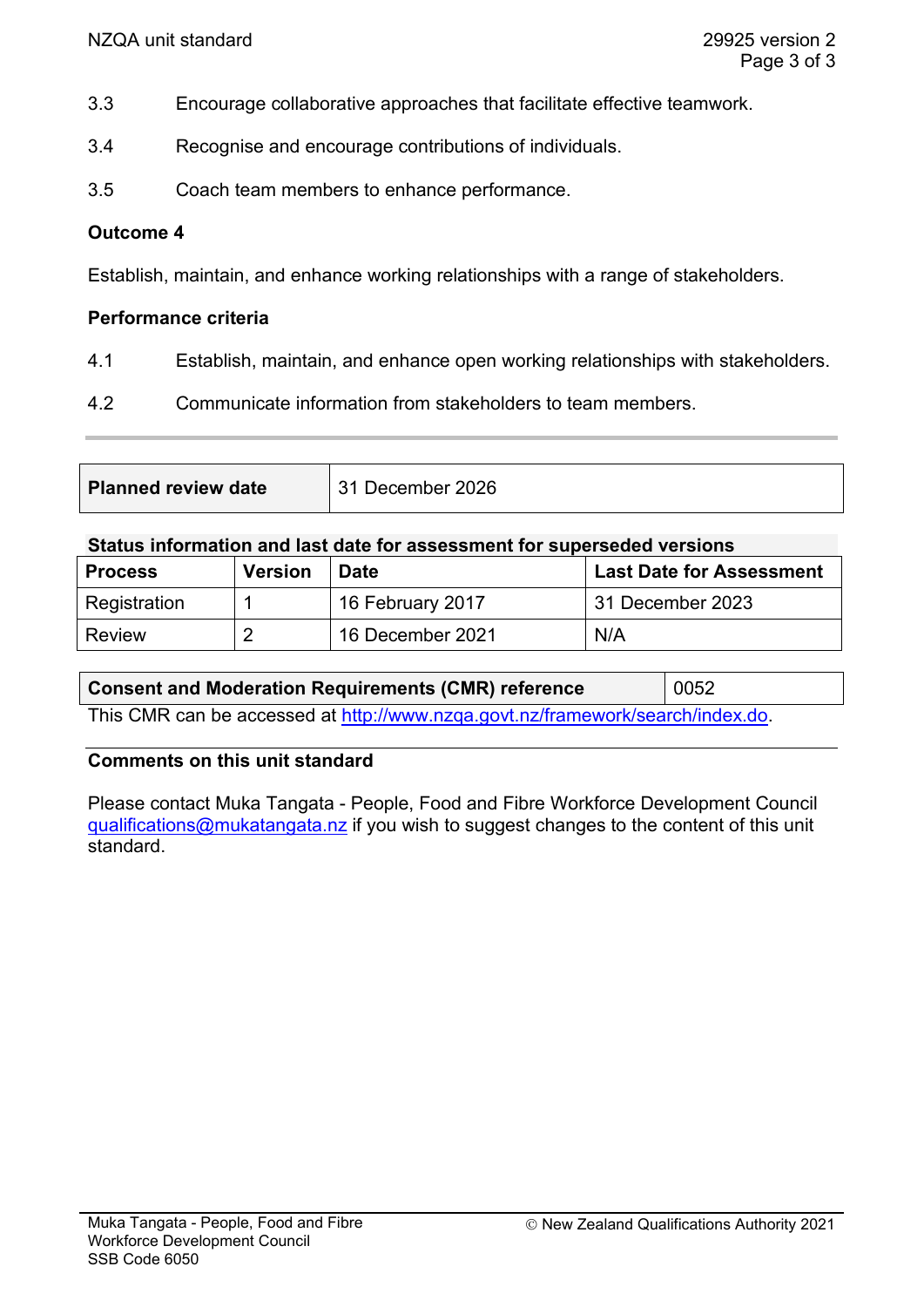3.3 Encourage collaborative approaches that facilitate effective teamwork.

3.4 Recognise and encourage contributions of individuals.

3.5 Coach team members to enhance performance.

**Outcome 4**

Establish, maintain, and enhance working relationships with a range of stakeholders.

**Performance criteria**

4.1 Establish, maintain, and enhance open working relationships with stakeholders.

4.2 Communicate information from stakeholders to team members.

---

| | |
|---|---|
| **Planned review date** | 31 December 2026 |

**Status information and last date for assessment for superseded versions**

| Process | Version | Date | Last Date for Assessment |
|---|---|---|---|
| Registration | 1 | 16 February 2017 | 31 December 2023 |
| Review | 2 | 16 December 2021 | N/A |

| | |
|---|---|
| **Consent and Moderation Requirements (CMR) reference** | 0052 |

This CMR can be accessed at http://www.nzqa.govt.nz/framework/search/index.do.

---

**Comments on this unit standard**

Please contact Muka Tangata - People, Food and Fibre Workforce Development Council qualifications@mukatangata.nz if you wish to suggest changes to the content of this unit standard.